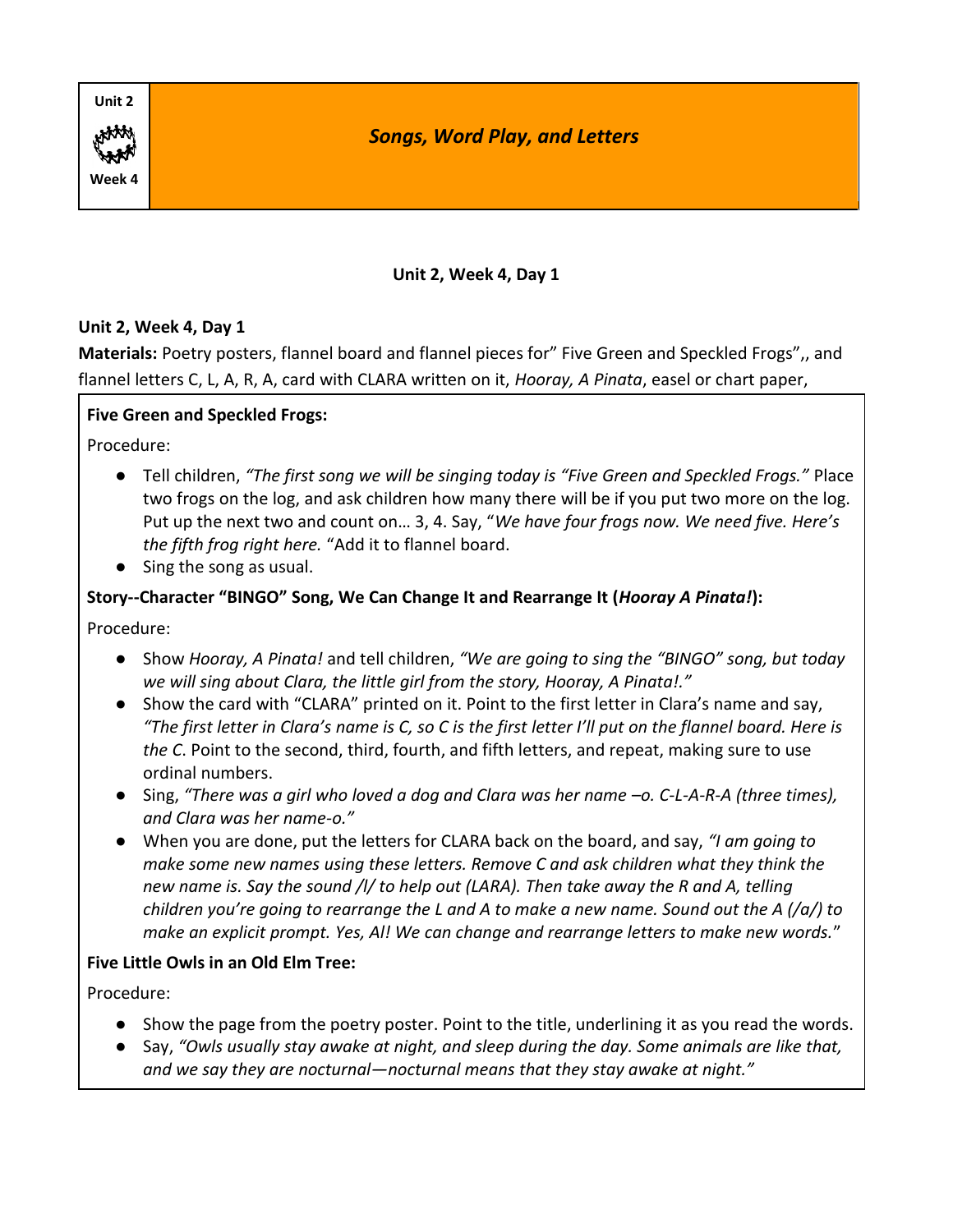Unit 2

Week 4

# *Songs, Word Play, and Letters*

**Unit 2, Week 4, Day 1**

**Unit 2, Week 4, Day 1**

**Materials:** Poetry posters, flannel board and flannel pieces for" Five Green and Speckled Frogs",, and flannel letters C, L, A, R, A, card with CLARA written on it, *Hooray, A Pinata*, easel or chart paper,

**Five Green and Speckled Frogs:**

Procedure:

- Tell children, *"The first song we will be singing today is "Five Green and Speckled Frogs."* Place two frogs on the log, and ask children how many there will be if you put two more on the log. Put up the next two and count on… 3, 4. Say, "*We have four frogs now. We need five. Here's the fifth frog right here.* "Add it to flannel board.
- Sing the song as usual.

**Story--Character "BINGO" Song, We Can Change It and Rearrange It (*Hooray A Pinata!*):**

Procedure:

- Show *Hooray, A Pinata!* and tell children, *"We are going to sing the "BINGO" song, but today we will sing about Clara, the little girl from the story, Hooray, A Pinata!."*
- Show the card with "CLARA" printed on it. Point to the first letter in Clara's name and say, *"The first letter in Clara's name is C, so C is the first letter I'll put on the flannel board. Here is the C.* Point to the second, third, fourth, and fifth letters, and repeat, making sure to use ordinal numbers.
- Sing, *"There was a girl who loved a dog and Clara was her name –o. C-L-A-R-A (three times), and Clara was her name-o."*
- When you are done, put the letters for CLARA back on the board, and say, *"I am going to make some new names using these letters. Remove C and ask children what they think the new name is. Say the sound /l/ to help out (LARA). Then take away the R and A, telling children you're going to rearrange the L and A to make a new name. Sound out the A (/a/) to make an explicit prompt. Yes, Al! We can change and rearrange letters to make new words.*"

**Five Little Owls in an Old Elm Tree:**

Procedure:

- Show the page from the poetry poster. Point to the title, underlining it as you read the words.
- Say, *"Owls usually stay awake at night, and sleep during the day. Some animals are like that, and we say they are nocturnal—nocturnal means that they stay awake at night."*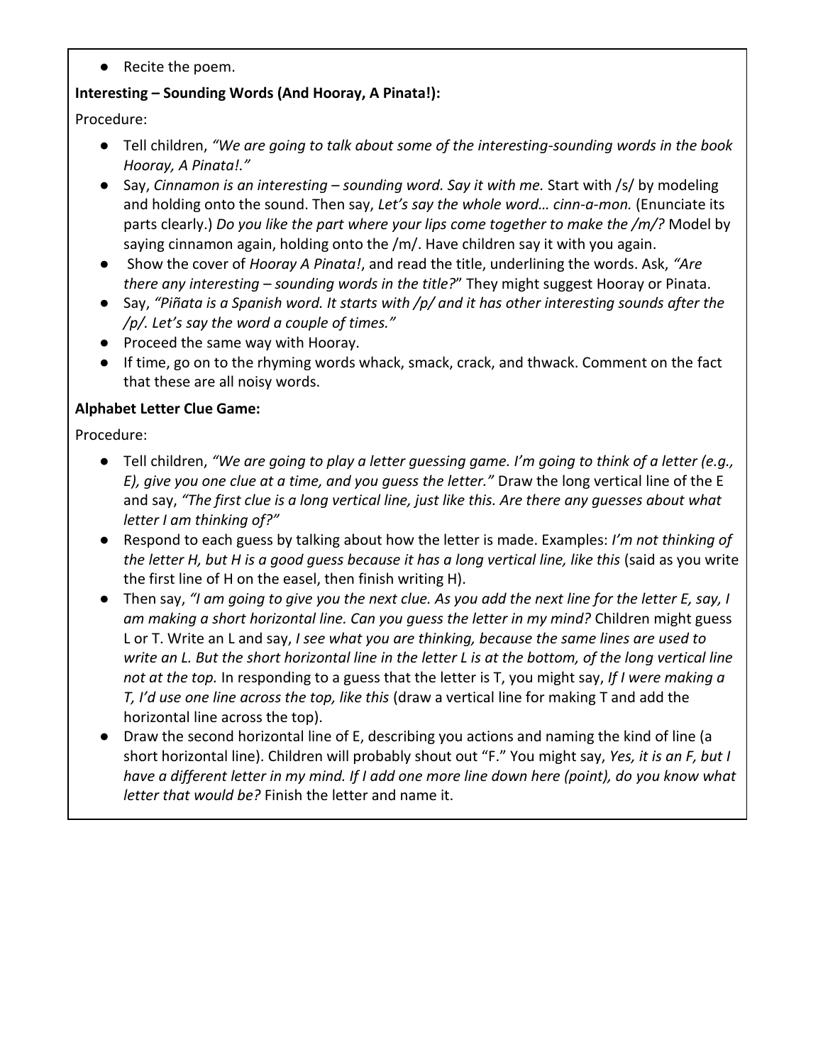- Recite the poem.

**Interesting – Sounding Words (And Hooray, A Pinata!):**

Procedure:

- Tell children, *"We are going to talk about some of the interesting-sounding words in the book Hooray, A Pinata!."*
- Say, *Cinnamon is an interesting – sounding word. Say it with me.* Start with /s/ by modeling and holding onto the sound. Then say, *Let's say the whole word… cinn-a-mon.* (Enunciate its parts clearly.) *Do you like the part where your lips come together to make the /m/?* Model by saying cinnamon again, holding onto the /m/. Have children say it with you again.
- Show the cover of *Hooray A Pinata!*, and read the title, underlining the words. Ask, *"Are there any interesting – sounding words in the title?"* They might suggest Hooray or Pinata.
- Say, *"Piñata is a Spanish word. It starts with /p/ and it has other interesting sounds after the /p/. Let's say the word a couple of times."*
- Proceed the same way with Hooray.
- If time, go on to the rhyming words whack, smack, crack, and thwack. Comment on the fact that these are all noisy words.

**Alphabet Letter Clue Game:**

Procedure:

- Tell children, *"We are going to play a letter guessing game. I'm going to think of a letter (e.g., E), give you one clue at a time, and you guess the letter."* Draw the long vertical line of the E and say, *"The first clue is a long vertical line, just like this. Are there any guesses about what letter I am thinking of?"*
- Respond to each guess by talking about how the letter is made. Examples: *I'm not thinking of the letter H, but H is a good guess because it has a long vertical line, like this* (said as you write the first line of H on the easel, then finish writing H).
- Then say, *"I am going to give you the next clue. As you add the next line for the letter E, say, I am making a short horizontal line. Can you guess the letter in my mind?* Children might guess L or T. Write an L and say, *I see what you are thinking, because the same lines are used to write an L. But the short horizontal line in the letter L is at the bottom, of the long vertical line not at the top.* In responding to a guess that the letter is T, you might say, *If I were making a T, I'd use one line across the top, like this* (draw a vertical line for making T and add the horizontal line across the top).
- Draw the second horizontal line of E, describing you actions and naming the kind of line (a short horizontal line). Children will probably shout out "F." You might say, *Yes, it is an F, but I have a different letter in my mind. If I add one more line down here (point), do you know what letter that would be?* Finish the letter and name it.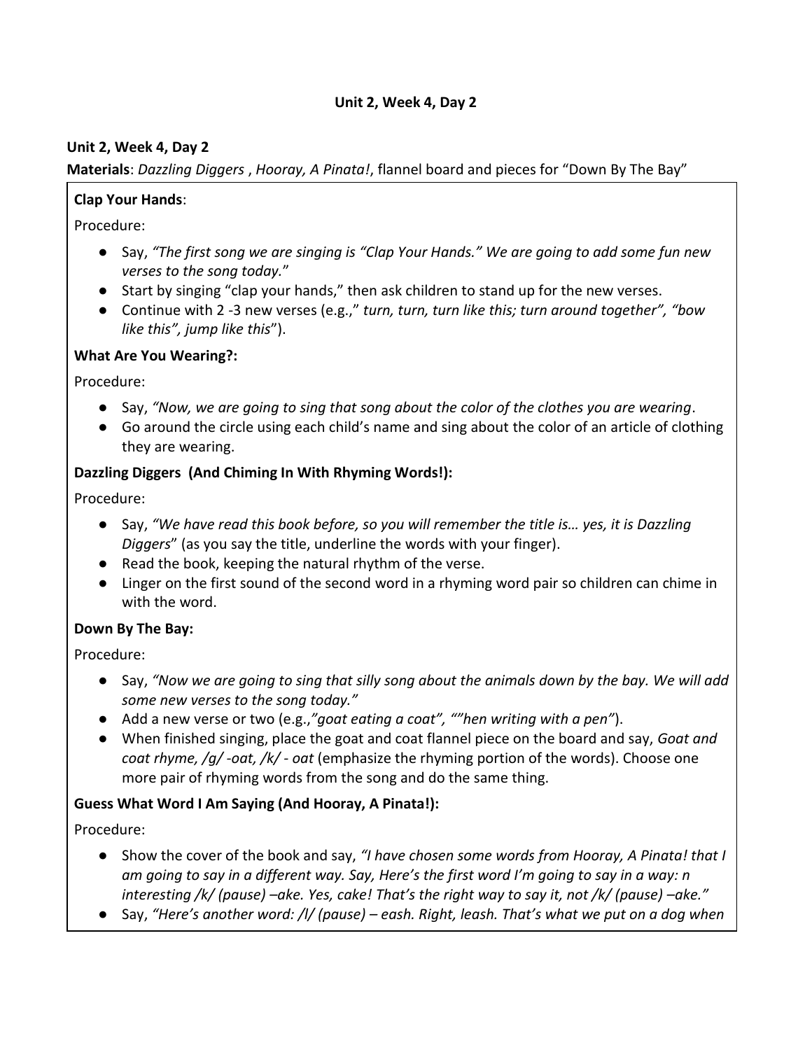**Unit 2, Week 4, Day 2**

**Unit 2, Week 4, Day 2**

**Materials**: *Dazzling Diggers* , *Hooray, A Pinata!*, flannel board and pieces for "Down By The Bay"

**Clap Your Hands**:

Procedure:

- Say, *"The first song we are singing is "Clap Your Hands." We are going to add some fun new verses to the song today.*"
- Start by singing "clap your hands," then ask children to stand up for the new verses.
- Continue with 2 -3 new verses (e.g.," *turn, turn, turn like this; turn around together", "bow like this", jump like this*").

**What Are You Wearing?:**

Procedure:

- Say, *"Now, we are going to sing that song about the color of the clothes you are wearing*.
- Go around the circle using each child's name and sing about the color of an article of clothing they are wearing.

**Dazzling Diggers (And Chiming In With Rhyming Words!):**

Procedure:

- Say, *"We have read this book before, so you will remember the title is… yes, it is Dazzling Diggers*" (as you say the title, underline the words with your finger).
- Read the book, keeping the natural rhythm of the verse.
- Linger on the first sound of the second word in a rhyming word pair so children can chime in with the word.

**Down By The Bay:**

Procedure:

- Say, *"Now we are going to sing that silly song about the animals down by the bay. We will add some new verses to the song today."*
- Add a new verse or two (e.g.,*"goat eating a coat", ""hen writing with a pen"*).
- When finished singing, place the goat and coat flannel piece on the board and say, *Goat and coat rhyme, /g/ -oat, /k/ - oat* (emphasize the rhyming portion of the words). Choose one more pair of rhyming words from the song and do the same thing.

**Guess What Word I Am Saying (And Hooray, A Pinata!):**

Procedure:

- Show the cover of the book and say, *"I have chosen some words from Hooray, A Pinata! that I am going to say in a different way. Say, Here's the first word I'm going to say in a way: n interesting /k/ (pause) –ake. Yes, cake! That's the right way to say it, not /k/ (pause) –ake."*
- Say, *"Here's another word: /l/ (pause) – eash. Right, leash. That's what we put on a dog when*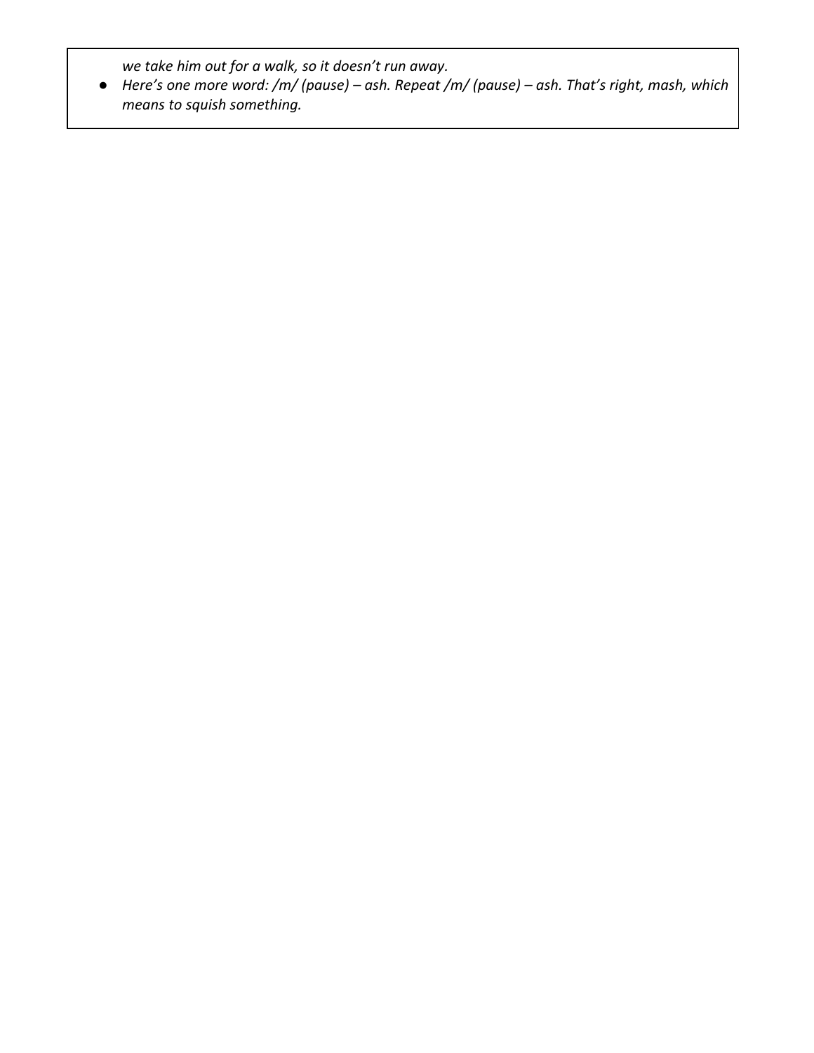*we take him out for a walk, so it doesn't run away.*

- *Here's one more word: /m/ (pause) – ash. Repeat /m/ (pause) – ash. That's right, mash, which means to squish something.*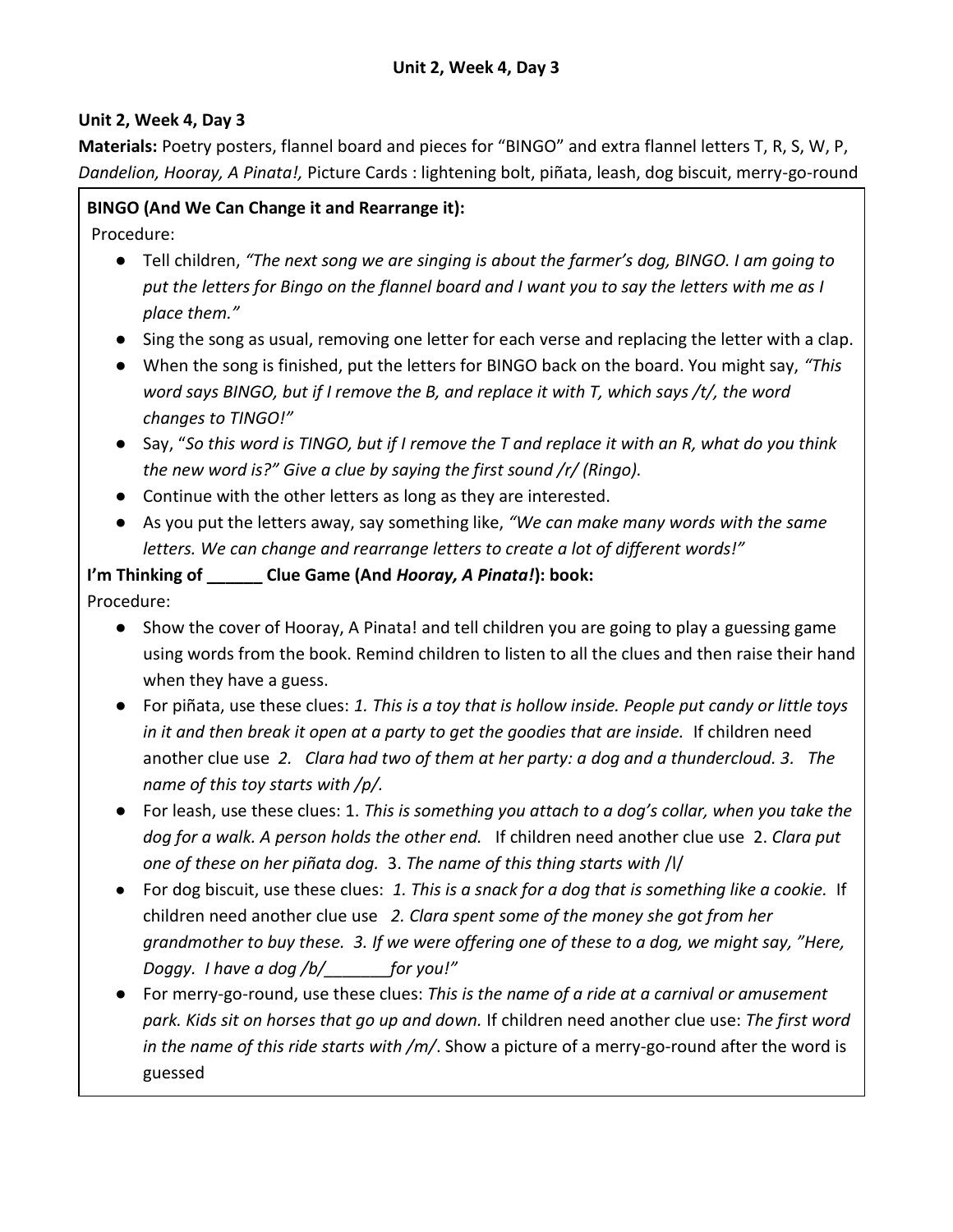**Unit 2, Week 4, Day 3**

**Materials:** Poetry posters, flannel board and pieces for “BINGO” and extra flannel letters T, R, S, W, P, *Dandelion, Hooray, A Pinata!,* Picture Cards : lightening bolt, piñata, leash, dog biscuit, merry-go-round

**BINGO (And We Can Change it and Rearrange it):**

Procedure:

- Tell children, *“The next song we are singing is about the farmer’s dog, BINGO. I am going to put the letters for Bingo on the flannel board and I want you to say the letters with me as I place them.”*
- Sing the song as usual, removing one letter for each verse and replacing the letter with a clap.
- When the song is finished, put the letters for BINGO back on the board. You might say, *“This word says BINGO, but if I remove the B, and replace it with T, which says /t/, the word changes to TINGO!”*
- Say, “*So this word is TINGO, but if I remove the T and replace it with an R, what do you think the new word is?” Give a clue by saying the first sound /r/ (Ringo).*
- Continue with the other letters as long as they are interested.
- As you put the letters away, say something like, *“We can make many words with the same letters. We can change and rearrange letters to create a lot of different words!”*

**I’m Thinking of ______ Clue Game (And *Hooray, A Pinata!*): book:**

Procedure:

- Show the cover of Hooray, A Pinata! and tell children you are going to play a guessing game using words from the book. Remind children to listen to all the clues and then raise their hand when they have a guess.
- For piñata, use these clues: *1. This is a toy that is hollow inside. People put candy or little toys in it and then break it open at a party to get the goodies that are inside.* If children need another clue use *2. Clara had two of them at her party: a dog and a thundercloud. 3. The name of this toy starts with /p/.*
- For leash, use these clues: 1. *This is something you attach to a dog’s collar, when you take the dog for a walk. A person holds the other end.* If children need another clue use 2. *Clara put one of these on her piñata dog.* 3. *The name of this thing starts with* /l/
- For dog biscuit, use these clues: *1. This is a snack for a dog that is something like a cookie.* If children need another clue use *2. Clara spent some of the money she got from her grandmother to buy these. 3. If we were offering one of these to a dog, we might say, ”Here, Doggy. I have a dog /b/_______for you!”*
- For merry-go-round, use these clues: *This is the name of a ride at a carnival or amusement park. Kids sit on horses that go up and down.* If children need another clue use: *The first word in the name of this ride starts with /m/*. Show a picture of a merry-go-round after the word is guessed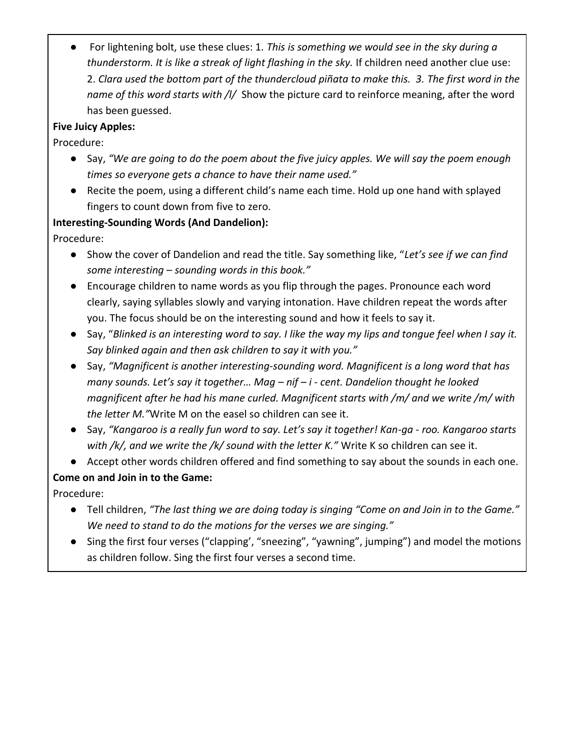- For lightening bolt, use these clues: 1. *This is something we would see in the sky during a thunderstorm. It is like a streak of light flashing in the sky.* If children need another clue use: 2. *Clara used the bottom part of the thundercloud piñata to make this. 3. The first word in the name of this word starts with /l/* Show the picture card to reinforce meaning, after the word has been guessed.

**Five Juicy Apples:**

Procedure:

- Say, *"We are going to do the poem about the five juicy apples. We will say the poem enough times so everyone gets a chance to have their name used."*
- Recite the poem, using a different child's name each time. Hold up one hand with splayed fingers to count down from five to zero.

**Interesting-Sounding Words (And Dandelion):**

Procedure:

- Show the cover of Dandelion and read the title. Say something like, "*Let's see if we can find some interesting – sounding words in this book."*
- Encourage children to name words as you flip through the pages. Pronounce each word clearly, saying syllables slowly and varying intonation. Have children repeat the words after you. The focus should be on the interesting sound and how it feels to say it.
- Say, "*Blinked is an interesting word to say. I like the way my lips and tongue feel when I say it. Say blinked again and then ask children to say it with you."*
- Say, *"Magnificent is another interesting-sounding word. Magnificent is a long word that has many sounds. Let's say it together… Mag – nif – i - cent. Dandelion thought he looked magnificent after he had his mane curled. Magnificent starts with /m/ and we write /m/ with the letter M."*Write M on the easel so children can see it.
- Say, *"Kangaroo is a really fun word to say. Let's say it together! Kan-ga - roo. Kangaroo starts with /k/, and we write the /k/ sound with the letter K."* Write K so children can see it.
- Accept other words children offered and find something to say about the sounds in each one.

**Come on and Join in to the Game:**

Procedure:

- Tell children, *"The last thing we are doing today is singing "Come on and Join in to the Game." We need to stand to do the motions for the verses we are singing."*
- Sing the first four verses ("clapping', "sneezing", "yawning", jumping") and model the motions as children follow. Sing the first four verses a second time.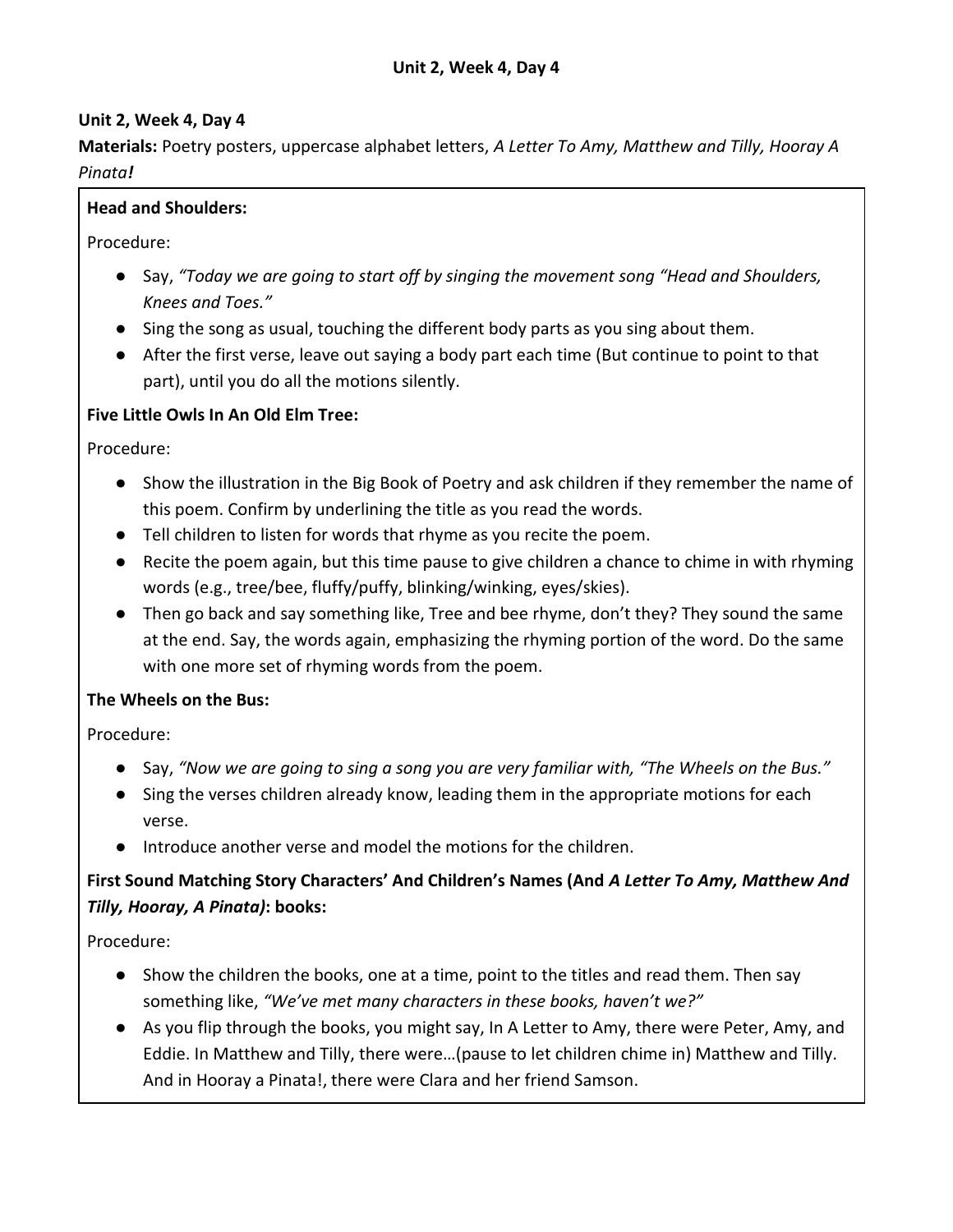## Unit 2, Week 4, Day 4

**Unit 2, Week 4, Day 4**

**Materials:** Poetry posters, uppercase alphabet letters, *A Letter To Amy, Matthew and Tilly, Hooray A Pinata!*

**Head and Shoulders:**

Procedure:

- Say, *"Today we are going to start off by singing the movement song "Head and Shoulders, Knees and Toes."*
- Sing the song as usual, touching the different body parts as you sing about them.
- After the first verse, leave out saying a body part each time (But continue to point to that part), until you do all the motions silently.

**Five Little Owls In An Old Elm Tree:**

Procedure:

- Show the illustration in the Big Book of Poetry and ask children if they remember the name of this poem. Confirm by underlining the title as you read the words.
- Tell children to listen for words that rhyme as you recite the poem.
- Recite the poem again, but this time pause to give children a chance to chime in with rhyming words (e.g., tree/bee, fluffy/puffy, blinking/winking, eyes/skies).
- Then go back and say something like, Tree and bee rhyme, don't they? They sound the same at the end. Say, the words again, emphasizing the rhyming portion of the word. Do the same with one more set of rhyming words from the poem.

**The Wheels on the Bus:**

Procedure:

- Say, *"Now we are going to sing a song you are very familiar with, "The Wheels on the Bus."*
- Sing the verses children already know, leading them in the appropriate motions for each verse.
- Introduce another verse and model the motions for the children.

**First Sound Matching Story Characters' And Children's Names (And *A Letter To Amy, Matthew And Tilly, Hooray, A Pinata)*: books:**

Procedure:

- Show the children the books, one at a time, point to the titles and read them. Then say something like, *"We've met many characters in these books, haven't we?"*
- As you flip through the books, you might say, In A Letter to Amy, there were Peter, Amy, and Eddie. In Matthew and Tilly, there were…(pause to let children chime in) Matthew and Tilly. And in Hooray a Pinata!, there were Clara and her friend Samson.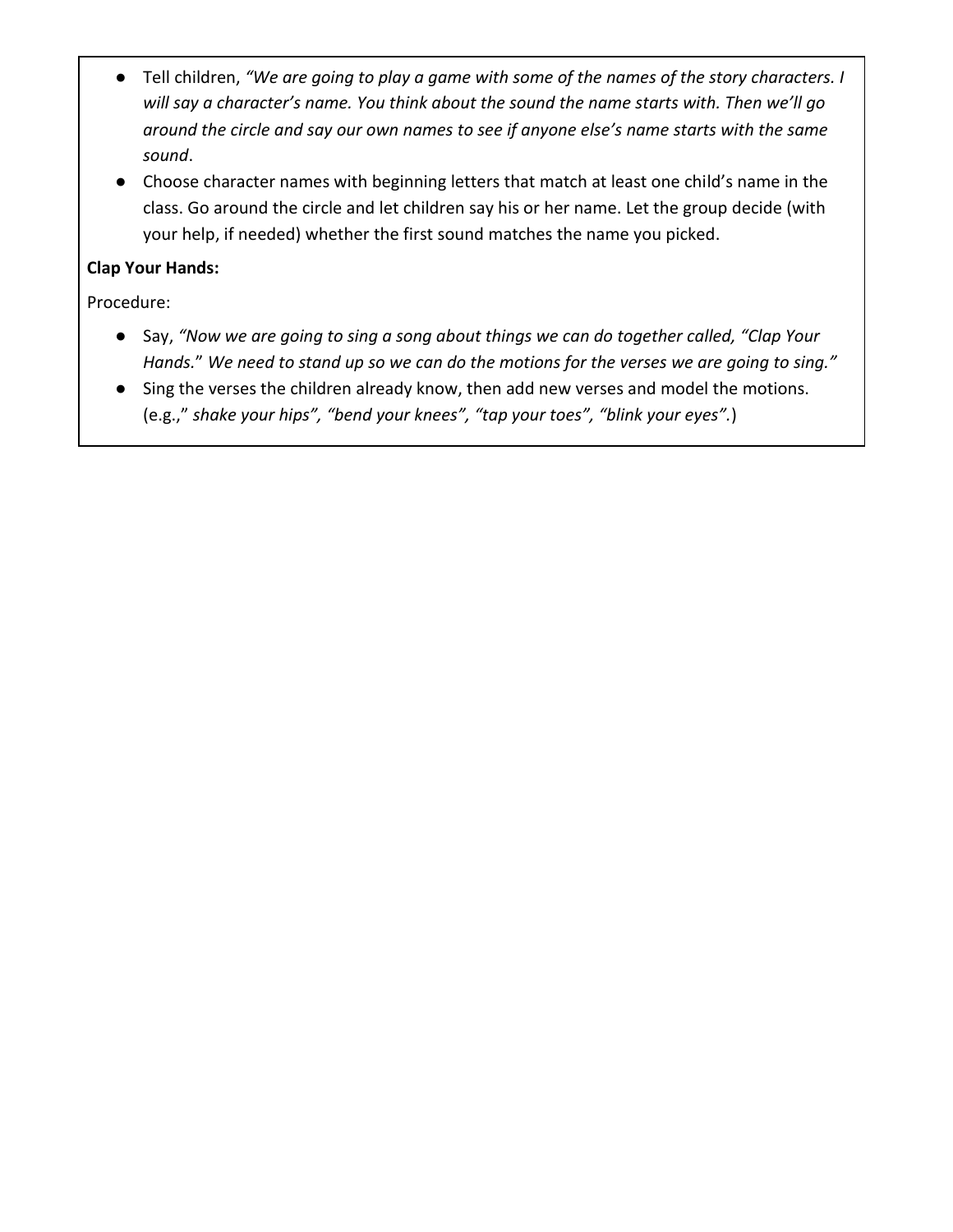- Tell children, *"We are going to play a game with some of the names of the story characters. I will say a character's name. You think about the sound the name starts with. Then we'll go around the circle and say our own names to see if anyone else's name starts with the same sound*.
- Choose character names with beginning letters that match at least one child's name in the class. Go around the circle and let children say his or her name. Let the group decide (with your help, if needed) whether the first sound matches the name you picked.

**Clap Your Hands:**

Procedure:

- Say, *"Now we are going to sing a song about things we can do together called, "Clap Your Hands."* *We need to stand up so we can do the motions for the verses we are going to sing."*
- Sing the verses the children already know, then add new verses and model the motions. (e.g.," *shake your hips", "bend your knees", "tap your toes", "blink your eyes"*.)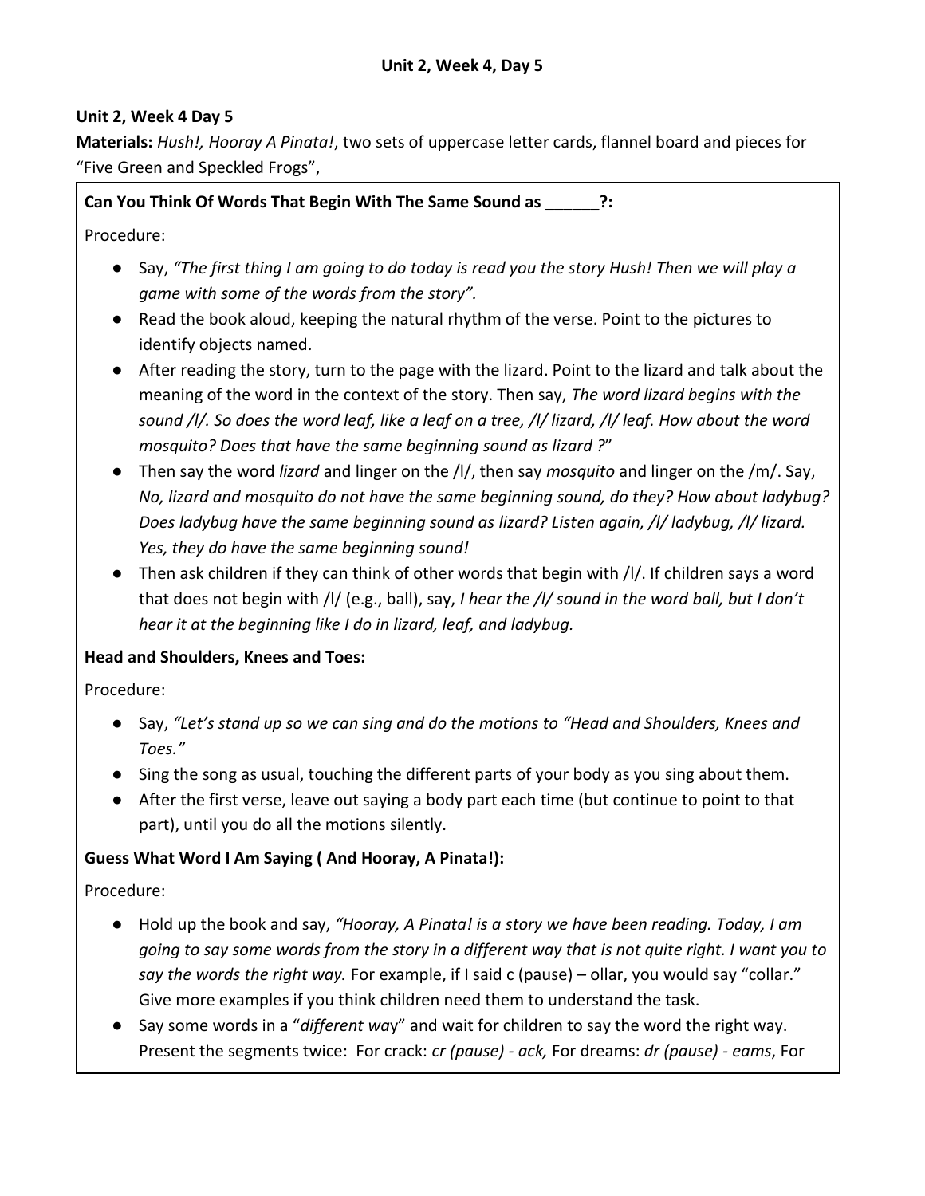**Unit 2, Week 4 Day 5**

**Materials:** *Hush!, Hooray A Pinata!*, two sets of uppercase letter cards, flannel board and pieces for "Five Green and Speckled Frogs",

**Can You Think Of Words That Begin With The Same Sound as ______?:**

Procedure:

- Say, *"The first thing I am going to do today is read you the story Hush! Then we will play a game with some of the words from the story".*
- Read the book aloud, keeping the natural rhythm of the verse. Point to the pictures to identify objects named.
- After reading the story, turn to the page with the lizard. Point to the lizard and talk about the meaning of the word in the context of the story. Then say, *The word lizard begins with the sound /l/. So does the word leaf, like a leaf on a tree, /l/ lizard, /l/ leaf. How about the word mosquito? Does that have the same beginning sound as lizard ?*"
- Then say the word *lizard* and linger on the /l/, then say *mosquito* and linger on the /m/. Say, *No, lizard and mosquito do not have the same beginning sound, do they? How about ladybug? Does ladybug have the same beginning sound as lizard? Listen again, /l/ ladybug, /l/ lizard. Yes, they do have the same beginning sound!*
- Then ask children if they can think of other words that begin with /l/. If children says a word that does not begin with /l/ (e.g., ball), say, *I hear the /l/ sound in the word ball, but I don't hear it at the beginning like I do in lizard, leaf, and ladybug.*

**Head and Shoulders, Knees and Toes:**

Procedure:

- Say, *"Let's stand up so we can sing and do the motions to "Head and Shoulders, Knees and Toes."*
- Sing the song as usual, touching the different parts of your body as you sing about them.
- After the first verse, leave out saying a body part each time (but continue to point to that part), until you do all the motions silently.

**Guess What Word I Am Saying ( And Hooray, A Pinata!):**

Procedure:

- Hold up the book and say, *"Hooray, A Pinata! is a story we have been reading. Today, I am going to say some words from the story in a different way that is not quite right. I want you to say the words the right way.* For example, if I said c (pause) – ollar, you would say "collar." Give more examples if you think children need them to understand the task.
- Say some words in a "*different way*" and wait for children to say the word the right way. Present the segments twice: For crack: *cr (pause) - ack,* For dreams: *dr (pause) - eams*, For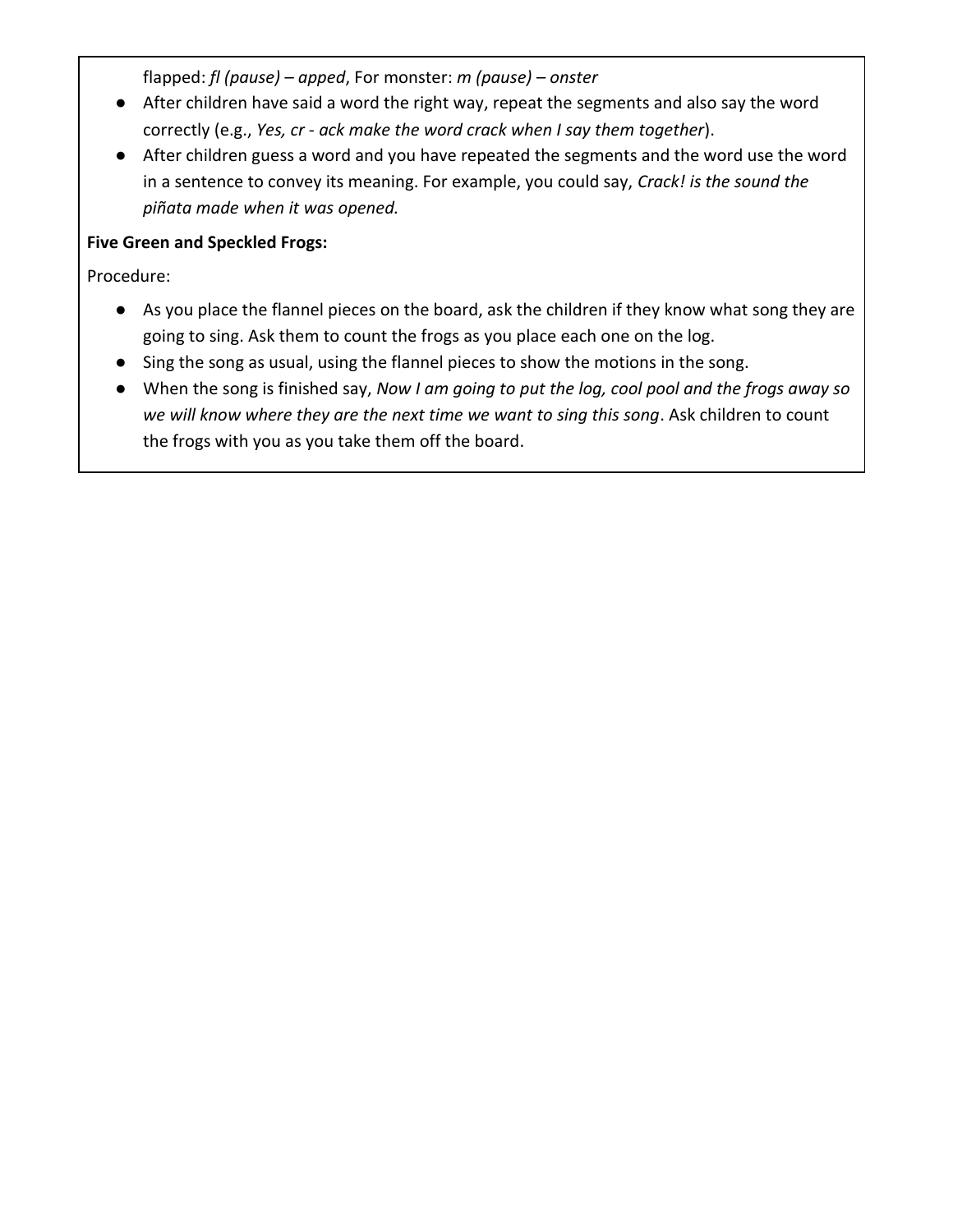flapped: *fl (pause) – apped*, For monster: *m (pause) – onster*

- After children have said a word the right way, repeat the segments and also say the word correctly (e.g., *Yes, cr - ack make the word crack when I say them together*).
- After children guess a word and you have repeated the segments and the word use the word in a sentence to convey its meaning. For example, you could say, *Crack! is the sound the piñata made when it was opened.*

**Five Green and Speckled Frogs:**

Procedure:

- As you place the flannel pieces on the board, ask the children if they know what song they are going to sing. Ask them to count the frogs as you place each one on the log.
- Sing the song as usual, using the flannel pieces to show the motions in the song.
- When the song is finished say, *Now I am going to put the log, cool pool and the frogs away so we will know where they are the next time we want to sing this song*. Ask children to count the frogs with you as you take them off the board.